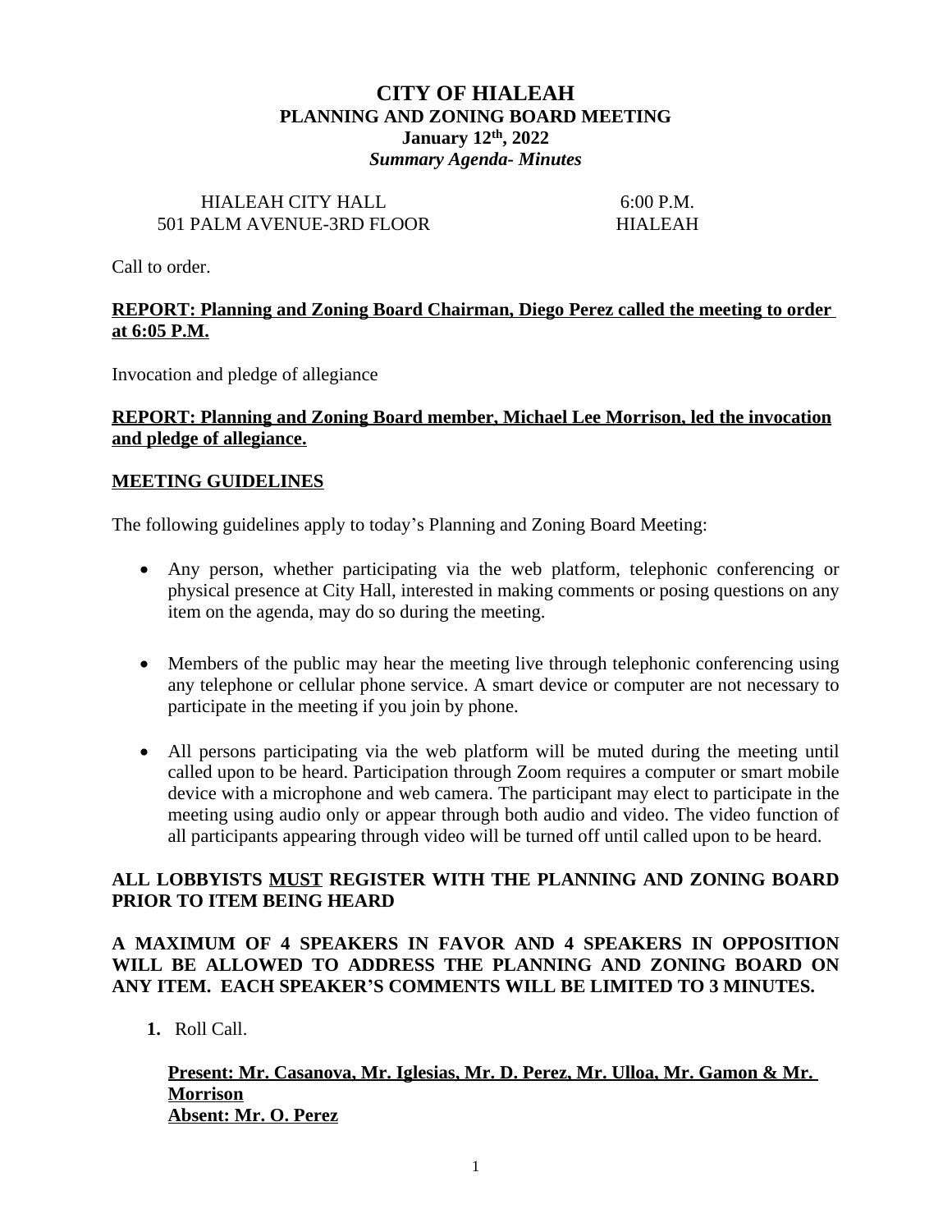# CITY OF HIALEAH

## PLANNING AND ZONING BOARD MEETING

**January 12th, 2022**

***Summary Agenda- Minutes***

HIALEAH CITY HALL — 6:00 P.M.
501 PALM AVENUE-3RD FLOOR — HIALEAH

Call to order.

**REPORT: Planning and Zoning Board Chairman, Diego Perez called the meeting to order at 6:05 P.M.**

Invocation and pledge of allegiance

**REPORT: Planning and Zoning Board member, Michael Lee Morrison, led the invocation and pledge of allegiance.**

**MEETING GUIDELINES**

The following guidelines apply to today's Planning and Zoning Board Meeting:

- Any person, whether participating via the web platform, telephonic conferencing or physical presence at City Hall, interested in making comments or posing questions on any item on the agenda, may do so during the meeting.
- Members of the public may hear the meeting live through telephonic conferencing using any telephone or cellular phone service. A smart device or computer are not necessary to participate in the meeting if you join by phone.
- All persons participating via the web platform will be muted during the meeting until called upon to be heard. Participation through Zoom requires a computer or smart mobile device with a microphone and web camera. The participant may elect to participate in the meeting using audio only or appear through both audio and video. The video function of all participants appearing through video will be turned off until called upon to be heard.

**ALL LOBBYISTS MUST REGISTER WITH THE PLANNING AND ZONING BOARD PRIOR TO ITEM BEING HEARD**

**A MAXIMUM OF 4 SPEAKERS IN FAVOR AND 4 SPEAKERS IN OPPOSITION WILL BE ALLOWED TO ADDRESS THE PLANNING AND ZONING BOARD ON ANY ITEM. EACH SPEAKER'S COMMENTS WILL BE LIMITED TO 3 MINUTES.**

1. Roll Call.

   **Present: Mr. Casanova, Mr. Iglesias, Mr. D. Perez, Mr. Ulloa, Mr. Gamon & Mr. Morrison**
   **Absent: Mr. O. Perez**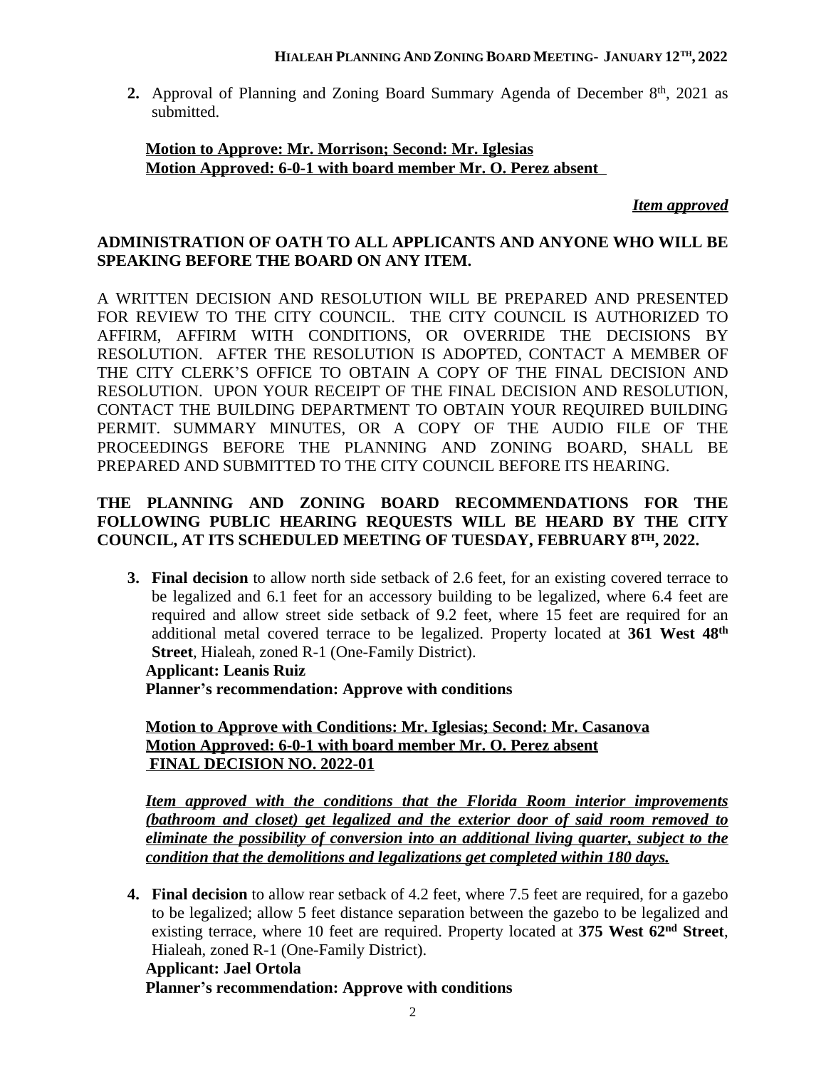**2.** Approval of Planning and Zoning Board Summary Agenda of December 8th, 2021 as submitted.

**Motion to Approve: Mr. Morrison; Second: Mr. Iglesias**
**Motion Approved: 6-0-1 with board member Mr. O. Perez absent**

***Item approved***

**ADMINISTRATION OF OATH TO ALL APPLICANTS AND ANYONE WHO WILL BE SPEAKING BEFORE THE BOARD ON ANY ITEM.**

A WRITTEN DECISION AND RESOLUTION WILL BE PREPARED AND PRESENTED FOR REVIEW TO THE CITY COUNCIL. THE CITY COUNCIL IS AUTHORIZED TO AFFIRM, AFFIRM WITH CONDITIONS, OR OVERRIDE THE DECISIONS BY RESOLUTION. AFTER THE RESOLUTION IS ADOPTED, CONTACT A MEMBER OF THE CITY CLERK'S OFFICE TO OBTAIN A COPY OF THE FINAL DECISION AND RESOLUTION. UPON YOUR RECEIPT OF THE FINAL DECISION AND RESOLUTION, CONTACT THE BUILDING DEPARTMENT TO OBTAIN YOUR REQUIRED BUILDING PERMIT. SUMMARY MINUTES, OR A COPY OF THE AUDIO FILE OF THE PROCEEDINGS BEFORE THE PLANNING AND ZONING BOARD, SHALL BE PREPARED AND SUBMITTED TO THE CITY COUNCIL BEFORE ITS HEARING.

**THE PLANNING AND ZONING BOARD RECOMMENDATIONS FOR THE FOLLOWING PUBLIC HEARING REQUESTS WILL BE HEARD BY THE CITY COUNCIL, AT ITS SCHEDULED MEETING OF TUESDAY, FEBRUARY 8TH, 2022.**

**3.** **Final decision** to allow north side setback of 2.6 feet, for an existing covered terrace to be legalized and 6.1 feet for an accessory building to be legalized, where 6.4 feet are required and allow street side setback of 9.2 feet, where 15 feet are required for an additional metal covered terrace to be legalized. Property located at **361 West 48th Street**, Hialeah, zoned R-1 (One-Family District).
**Applicant: Leanis Ruiz**
**Planner's recommendation: Approve with conditions**

**Motion to Approve with Conditions: Mr. Iglesias; Second: Mr. Casanova**
**Motion Approved: 6-0-1 with board member Mr. O. Perez absent**
**FINAL DECISION NO. 2022-01**

***Item approved with the conditions that the Florida Room interior improvements (bathroom and closet) get legalized and the exterior door of said room removed to eliminate the possibility of conversion into an additional living quarter, subject to the condition that the demolitions and legalizations get completed within 180 days.***

**4.** **Final decision** to allow rear setback of 4.2 feet, where 7.5 feet are required, for a gazebo to be legalized; allow 5 feet distance separation between the gazebo to be legalized and existing terrace, where 10 feet are required. Property located at **375 West 62nd Street**, Hialeah, zoned R-1 (One-Family District).
**Applicant: Jael Ortola**
**Planner's recommendation: Approve with conditions**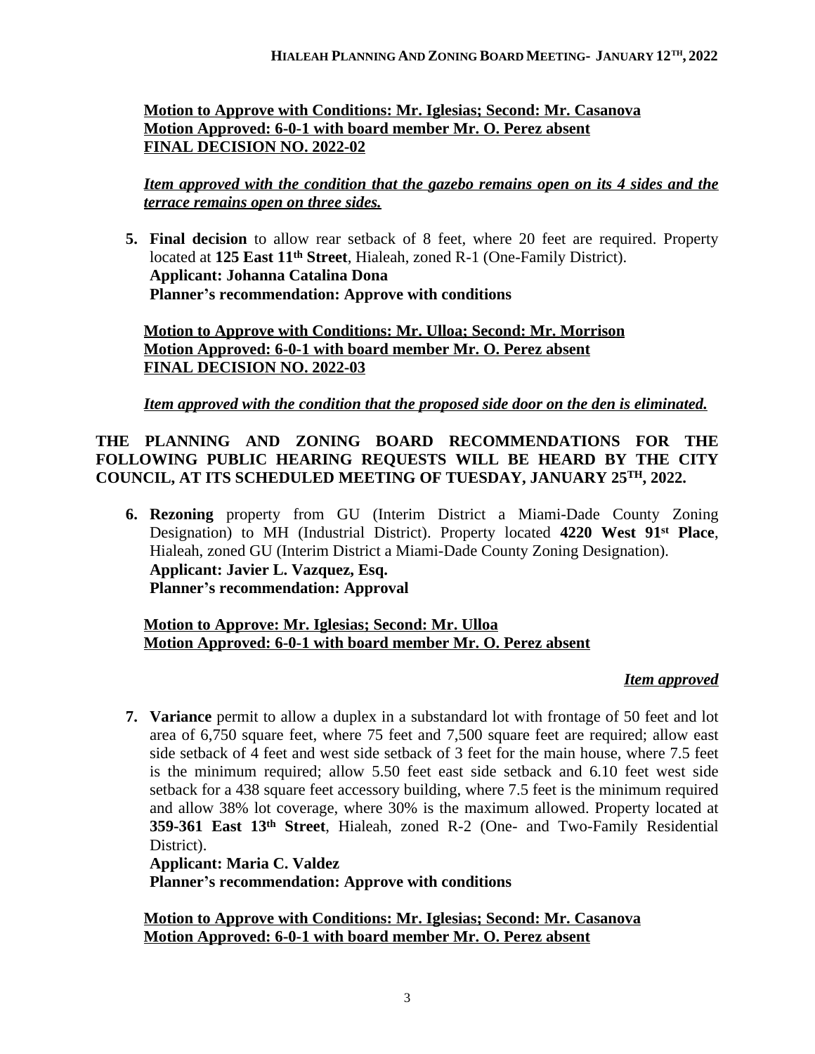**Motion to Approve with Conditions: Mr. Iglesias; Second: Mr. Casanova**
**Motion Approved: 6-0-1 with board member Mr. O. Perez absent**
**FINAL DECISION NO. 2022-02**

***Item approved with the condition that the gazebo remains open on its 4 sides and the terrace remains open on three sides.***

5. **Final decision** to allow rear setback of 8 feet, where 20 feet are required. Property located at **125 East 11th Street**, Hialeah, zoned R-1 (One-Family District).
   **Applicant: Johanna Catalina Dona**
   **Planner's recommendation: Approve with conditions**

**Motion to Approve with Conditions: Mr. Ulloa; Second: Mr. Morrison**
**Motion Approved: 6-0-1 with board member Mr. O. Perez absent**
**FINAL DECISION NO. 2022-03**

***Item approved with the condition that the proposed side door on the den is eliminated.***

**THE PLANNING AND ZONING BOARD RECOMMENDATIONS FOR THE FOLLOWING PUBLIC HEARING REQUESTS WILL BE HEARD BY THE CITY COUNCIL, AT ITS SCHEDULED MEETING OF TUESDAY, JANUARY 25TH, 2022.**

6. **Rezoning** property from GU (Interim District a Miami-Dade County Zoning Designation) to MH (Industrial District). Property located **4220 West 91st Place**, Hialeah, zoned GU (Interim District a Miami-Dade County Zoning Designation).
   **Applicant: Javier L. Vazquez, Esq.**
   **Planner's recommendation: Approval**

**Motion to Approve: Mr. Iglesias; Second: Mr. Ulloa**
**Motion Approved: 6-0-1 with board member Mr. O. Perez absent**

***Item approved***

7. **Variance** permit to allow a duplex in a substandard lot with frontage of 50 feet and lot area of 6,750 square feet, where 75 feet and 7,500 square feet are required; allow east side setback of 4 feet and west side setback of 3 feet for the main house, where 7.5 feet is the minimum required; allow 5.50 feet east side setback and 6.10 feet west side setback for a 438 square feet accessory building, where 7.5 feet is the minimum required and allow 38% lot coverage, where 30% is the maximum allowed. Property located at **359-361 East 13th Street**, Hialeah, zoned R-2 (One- and Two-Family Residential District).
   **Applicant: Maria C. Valdez**
   **Planner's recommendation: Approve with conditions**

**Motion to Approve with Conditions: Mr. Iglesias; Second: Mr. Casanova**
**Motion Approved: 6-0-1 with board member Mr. O. Perez absent**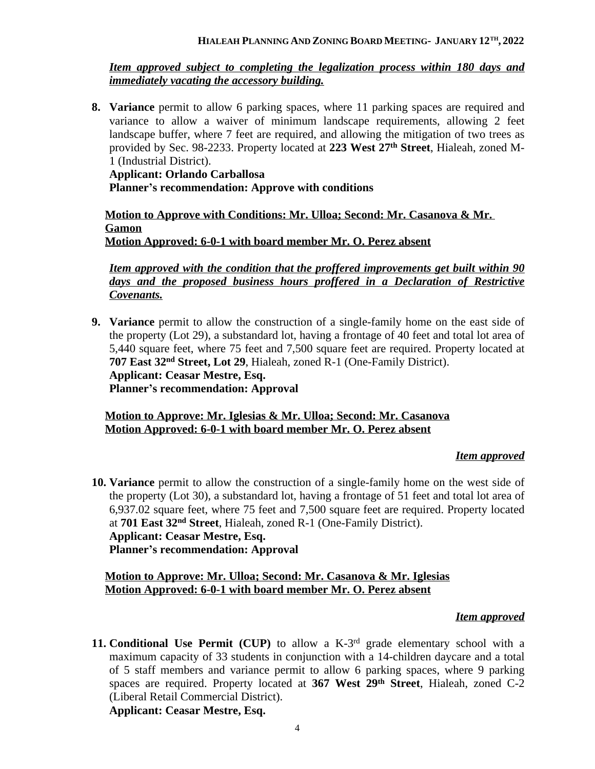***Item approved subject to completing the legalization process within 180 days and immediately vacating the accessory building.***

8. **Variance** permit to allow 6 parking spaces, where 11 parking spaces are required and variance to allow a waiver of minimum landscape requirements, allowing 2 feet landscape buffer, where 7 feet are required, and allowing the mitigation of two trees as provided by Sec. 98-2233. Property located at **223 West 27th Street**, Hialeah, zoned M-1 (Industrial District).
   **Applicant: Orlando Carballosa**
   **Planner's recommendation: Approve with conditions**

   **Motion to Approve with Conditions: Mr. Ulloa; Second: Mr. Casanova & Mr. Gamon**
   **Motion Approved: 6-0-1 with board member Mr. O. Perez absent**

   ***Item approved with the condition that the proffered improvements get built within 90 days and the proposed business hours proffered in a Declaration of Restrictive Covenants.***

9. **Variance** permit to allow the construction of a single-family home on the east side of the property (Lot 29), a substandard lot, having a frontage of 40 feet and total lot area of 5,440 square feet, where 75 feet and 7,500 square feet are required. Property located at **707 East 32nd Street, Lot 29**, Hialeah, zoned R-1 (One-Family District).
   **Applicant: Ceasar Mestre, Esq.**
   **Planner's recommendation: Approval**

   **Motion to Approve: Mr. Iglesias & Mr. Ulloa; Second: Mr. Casanova**
   **Motion Approved: 6-0-1 with board member Mr. O. Perez absent**

   ***Item approved***

10. **Variance** permit to allow the construction of a single-family home on the west side of the property (Lot 30), a substandard lot, having a frontage of 51 feet and total lot area of 6,937.02 square feet, where 75 feet and 7,500 square feet are required. Property located at **701 East 32nd Street**, Hialeah, zoned R-1 (One-Family District).
    **Applicant: Ceasar Mestre, Esq.**
    **Planner's recommendation: Approval**

    **Motion to Approve: Mr. Ulloa; Second: Mr. Casanova & Mr. Iglesias**
    **Motion Approved: 6-0-1 with board member Mr. O. Perez absent**

    ***Item approved***

11. **Conditional Use Permit (CUP)** to allow a K-3rd grade elementary school with a maximum capacity of 33 students in conjunction with a 14-children daycare and a total of 5 staff members and variance permit to allow 6 parking spaces, where 9 parking spaces are required. Property located at **367 West 29th Street**, Hialeah, zoned C-2 (Liberal Retail Commercial District).
    **Applicant: Ceasar Mestre, Esq.**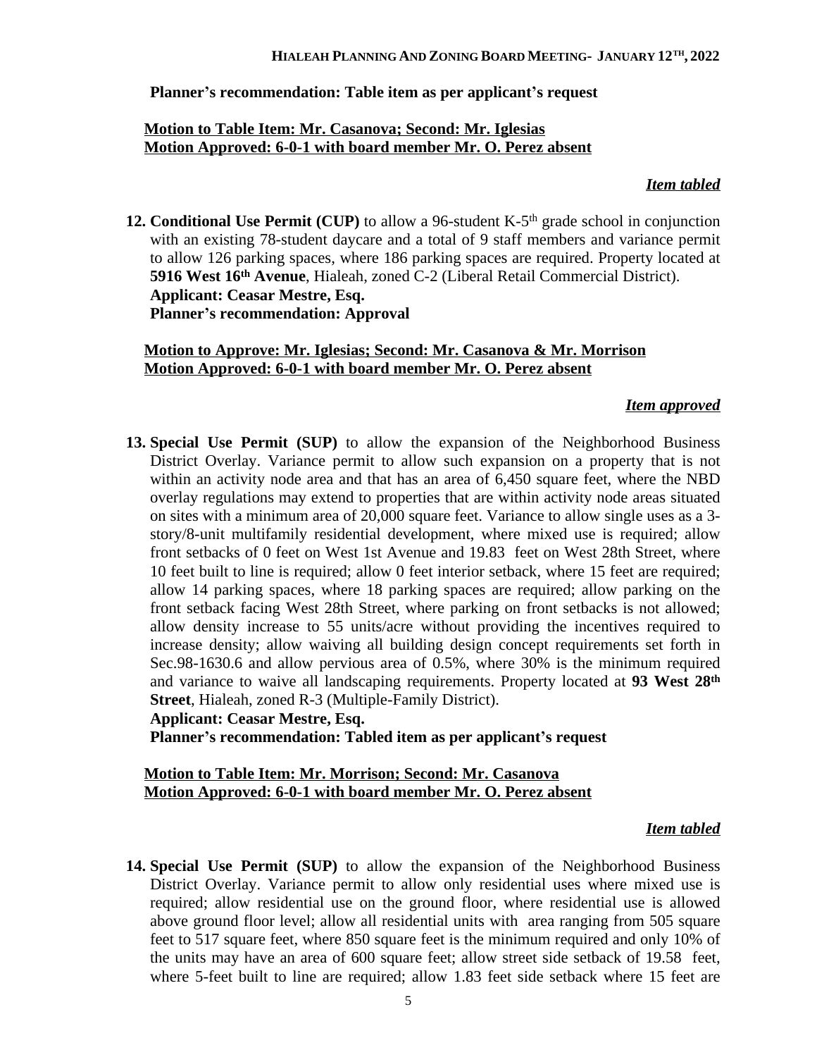**Planner's recommendation: Table item as per applicant's request**

**Motion to Table Item: Mr. Casanova; Second: Mr. Iglesias**
**Motion Approved: 6-0-1 with board member Mr. O. Perez absent**

***Item tabled***

**12. Conditional Use Permit (CUP)** to allow a 96-student K-5th grade school in conjunction with an existing 78-student daycare and a total of 9 staff members and variance permit to allow 126 parking spaces, where 186 parking spaces are required. Property located at **5916 West 16th Avenue**, Hialeah, zoned C-2 (Liberal Retail Commercial District).
**Applicant: Ceasar Mestre, Esq.**
**Planner's recommendation: Approval**

**Motion to Approve: Mr. Iglesias; Second: Mr. Casanova & Mr. Morrison**
**Motion Approved: 6-0-1 with board member Mr. O. Perez absent**

***Item approved***

**13. Special Use Permit (SUP)** to allow the expansion of the Neighborhood Business District Overlay. Variance permit to allow such expansion on a property that is not within an activity node area and that has an area of 6,450 square feet, where the NBD overlay regulations may extend to properties that are within activity node areas situated on sites with a minimum area of 20,000 square feet. Variance to allow single uses as a 3-story/8-unit multifamily residential development, where mixed use is required; allow front setbacks of 0 feet on West 1st Avenue and 19.83 feet on West 28th Street, where 10 feet built to line is required; allow 0 feet interior setback, where 15 feet are required; allow 14 parking spaces, where 18 parking spaces are required; allow parking on the front setback facing West 28th Street, where parking on front setbacks is not allowed; allow density increase to 55 units/acre without providing the incentives required to increase density; allow waiving all building design concept requirements set forth in Sec.98-1630.6 and allow pervious area of 0.5%, where 30% is the minimum required and variance to waive all landscaping requirements. Property located at **93 West 28th Street**, Hialeah, zoned R-3 (Multiple-Family District).
**Applicant: Ceasar Mestre, Esq.**
**Planner's recommendation: Tabled item as per applicant's request**

**Motion to Table Item: Mr. Morrison; Second: Mr. Casanova**
**Motion Approved: 6-0-1 with board member Mr. O. Perez absent**

***Item tabled***

**14. Special Use Permit (SUP)** to allow the expansion of the Neighborhood Business District Overlay. Variance permit to allow only residential uses where mixed use is required; allow residential use on the ground floor, where residential use is allowed above ground floor level; allow all residential units with area ranging from 505 square feet to 517 square feet, where 850 square feet is the minimum required and only 10% of the units may have an area of 600 square feet; allow street side setback of 19.58 feet, where 5-feet built to line are required; allow 1.83 feet side setback where 15 feet are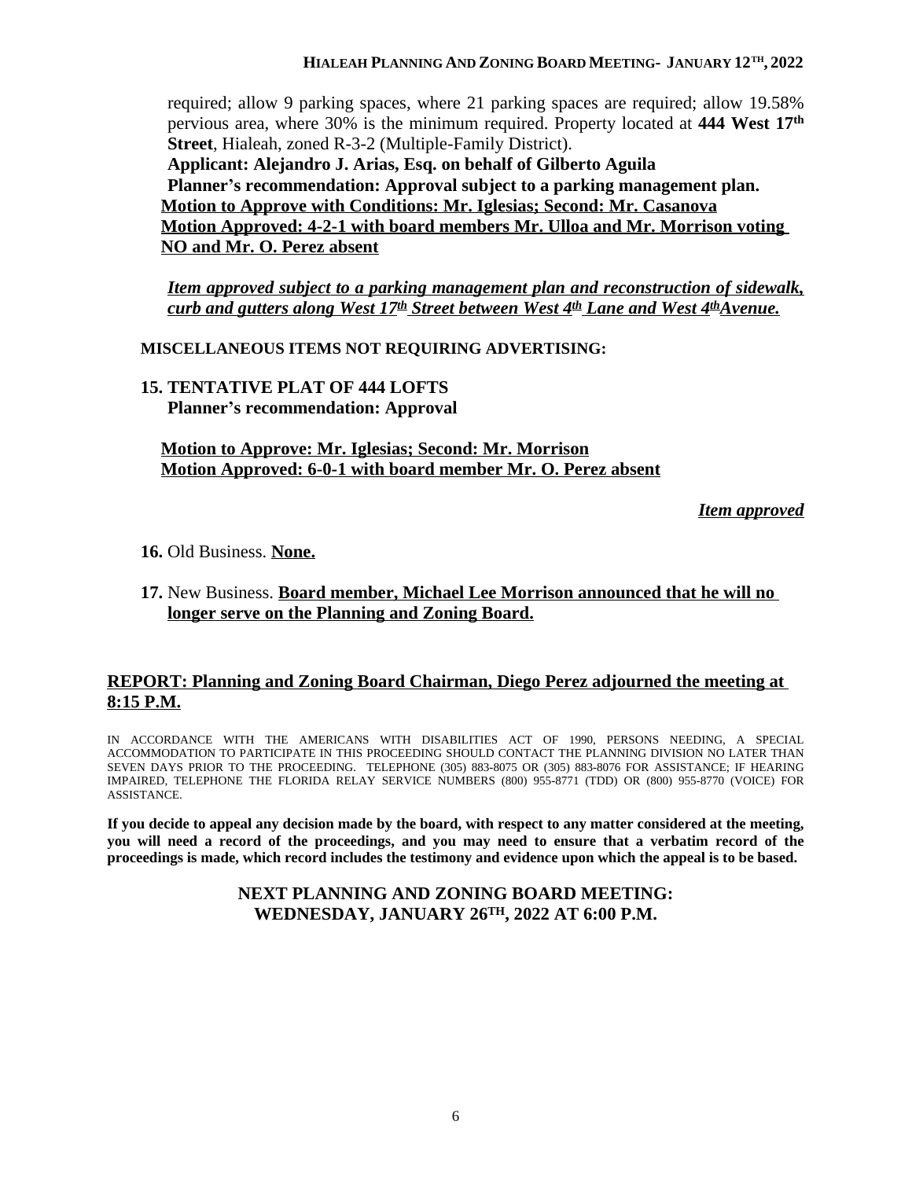required; allow 9 parking spaces, where 21 parking spaces are required; allow 19.58% pervious area, where 30% is the minimum required. Property located at **444 West 17th Street**, Hialeah, zoned R-3-2 (Multiple-Family District).

**Applicant: Alejandro J. Arias, Esq. on behalf of Gilberto Aguila**

**Planner's recommendation: Approval subject to a parking management plan.**

**Motion to Approve with Conditions: Mr. Iglesias; Second: Mr. Casanova**

**Motion Approved: 4-2-1 with board members Mr. Ulloa and Mr. Morrison voting NO and Mr. O. Perez absent**

***Item approved subject to a parking management plan and reconstruction of sidewalk, curb and gutters along West 17th Street between West 4th Lane and West 4th Avenue.***

**MISCELLANEOUS ITEMS NOT REQUIRING ADVERTISING:**

**15. TENTATIVE PLAT OF 444 LOFTS**
**Planner's recommendation: Approval**

**Motion to Approve: Mr. Iglesias; Second: Mr. Morrison**

**Motion Approved: 6-0-1 with board member Mr. O. Perez absent**

***Item approved***

**16.** Old Business. **None.**

**17.** New Business. **Board member, Michael Lee Morrison announced that he will no longer serve on the Planning and Zoning Board.**

**REPORT: Planning and Zoning Board Chairman, Diego Perez adjourned the meeting at 8:15 P.M.**

IN ACCORDANCE WITH THE AMERICANS WITH DISABILITIES ACT OF 1990, PERSONS NEEDING, A SPECIAL ACCOMMODATION TO PARTICIPATE IN THIS PROCEEDING SHOULD CONTACT THE PLANNING DIVISION NO LATER THAN SEVEN DAYS PRIOR TO THE PROCEEDING. TELEPHONE (305) 883-8075 OR (305) 883-8076 FOR ASSISTANCE; IF HEARING IMPAIRED, TELEPHONE THE FLORIDA RELAY SERVICE NUMBERS (800) 955-8771 (TDD) OR (800) 955-8770 (VOICE) FOR ASSISTANCE.

**If you decide to appeal any decision made by the board, with respect to any matter considered at the meeting, you will need a record of the proceedings, and you may need to ensure that a verbatim record of the proceedings is made, which record includes the testimony and evidence upon which the appeal is to be based.**

**NEXT PLANNING AND ZONING BOARD MEETING:**
**WEDNESDAY, JANUARY 26TH, 2022 AT 6:00 P.M.**